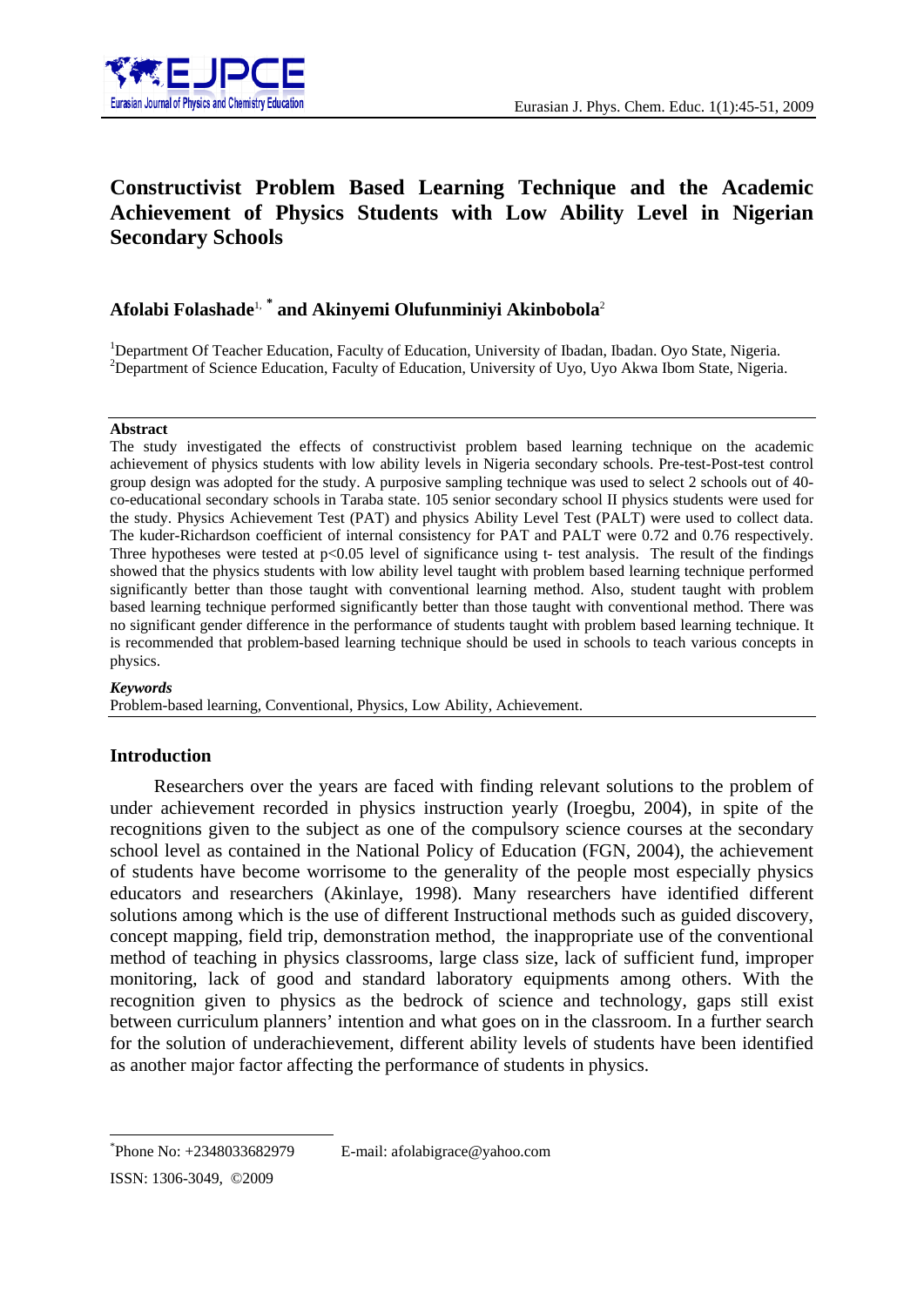# Constructivist Problem Based Learning Technique and the Academic Achievement of Physics Students with Low Ability Level in Nigerian Secondary Schools

**Afolabi Folashade**[1,*] **and Akinyemi Olufunminiyi Akinbobola**[2]

[1]Department Of Teacher Education, Faculty of Education, University of Ibadan, Ibadan. Oyo State, Nigeria.
[2]Department of Science Education, Faculty of Education, University of Uyo, Uyo Akwa Ibom State, Nigeria.

---

**Abstract**

The study investigated the effects of constructivist problem based learning technique on the academic achievement of physics students with low ability levels in Nigeria secondary schools. Pre-test-Post-test control group design was adopted for the study. A purposive sampling technique was used to select 2 schools out of 40-co-educational secondary schools in Taraba state. 105 senior secondary school II physics students were used for the study. Physics Achievement Test (PAT) and physics Ability Level Test (PALT) were used to collect data. The kuder-Richardson coefficient of internal consistency for PAT and PALT were 0.72 and 0.76 respectively. Three hypotheses were tested at $p<0.05$ level of significance using t- test analysis. The result of the findings showed that the physics students with low ability level taught with problem based learning technique performed significantly better than those taught with conventional learning method. Also, student taught with problem based learning technique performed significantly better than those taught with conventional method. There was no significant gender difference in the performance of students taught with problem based learning technique. It is recommended that problem-based learning technique should be used in schools to teach various concepts in physics.

***Keywords***

Problem-based learning, Conventional, Physics, Low Ability, Achievement.

---

## Introduction

Researchers over the years are faced with finding relevant solutions to the problem of under achievement recorded in physics instruction yearly (Iroegbu, 2004), in spite of the recognitions given to the subject as one of the compulsory science courses at the secondary school level as contained in the National Policy of Education (FGN, 2004), the achievement of students have become worrisome to the generality of the people most especially physics educators and researchers (Akinlaye, 1998). Many researchers have identified different solutions among which is the use of different Instructional methods such as guided discovery, concept mapping, field trip, demonstration method, the inappropriate use of the conventional method of teaching in physics classrooms, large class size, lack of sufficient fund, improper monitoring, lack of good and standard laboratory equipments among others. With the recognition given to physics as the bedrock of science and technology, gaps still exist between curriculum planners' intention and what goes on in the classroom. In a further search for the solution of underachievement, different ability levels of students have been identified as another major factor affecting the performance of students in physics.

---

*Phone No: +2348033682979 E-mail: afolabigrace@yahoo.com

ISSN: 1306-3049, ©2009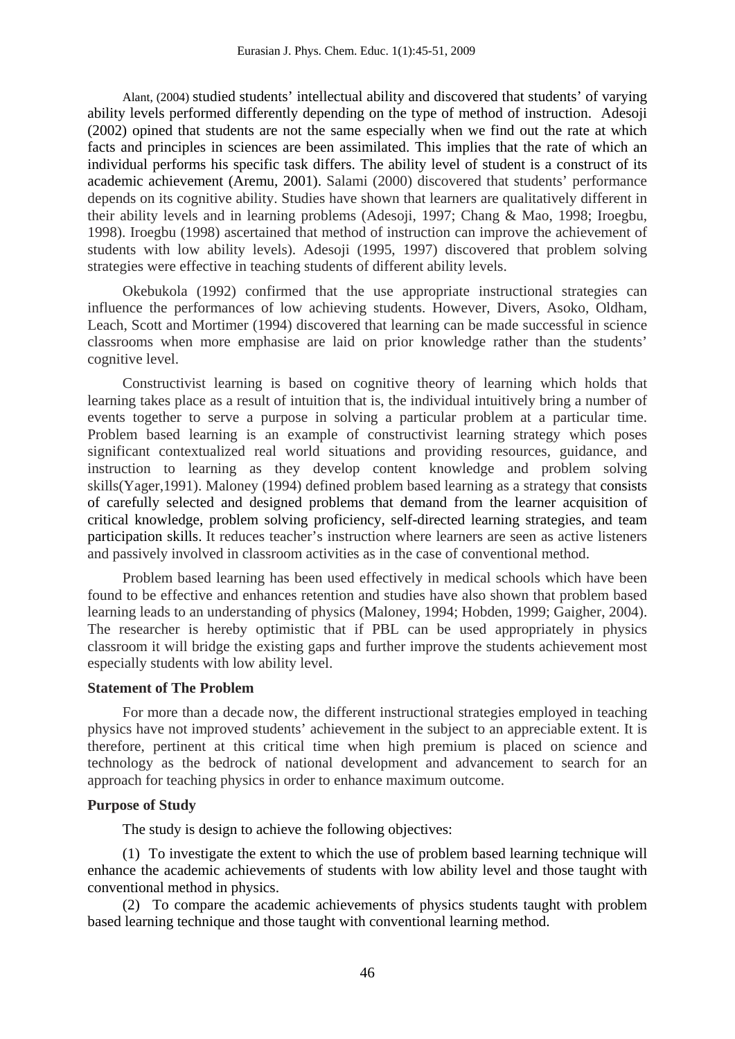Alant, (2004) studied students' intellectual ability and discovered that students' of varying ability levels performed differently depending on the type of method of instruction. Adesoji (2002) opined that students are not the same especially when we find out the rate at which facts and principles in sciences are been assimilated. This implies that the rate of which an individual performs his specific task differs. The ability level of student is a construct of its academic achievement (Aremu, 2001). Salami (2000) discovered that students' performance depends on its cognitive ability. Studies have shown that learners are qualitatively different in their ability levels and in learning problems (Adesoji, 1997; Chang & Mao, 1998; Iroegbu, 1998). Iroegbu (1998) ascertained that method of instruction can improve the achievement of students with low ability levels). Adesoji (1995, 1997) discovered that problem solving strategies were effective in teaching students of different ability levels.

Okebukola (1992) confirmed that the use appropriate instructional strategies can influence the performances of low achieving students. However, Divers, Asoko, Oldham, Leach, Scott and Mortimer (1994) discovered that learning can be made successful in science classrooms when more emphasise are laid on prior knowledge rather than the students' cognitive level.

Constructivist learning is based on cognitive theory of learning which holds that learning takes place as a result of intuition that is, the individual intuitively bring a number of events together to serve a purpose in solving a particular problem at a particular time. Problem based learning is an example of constructivist learning strategy which poses significant contextualized real world situations and providing resources, guidance, and instruction to learning as they develop content knowledge and problem solving skills(Yager,1991). Maloney (1994) defined problem based learning as a strategy that consists of carefully selected and designed problems that demand from the learner acquisition of critical knowledge, problem solving proficiency, self-directed learning strategies, and team participation skills. It reduces teacher's instruction where learners are seen as active listeners and passively involved in classroom activities as in the case of conventional method.

Problem based learning has been used effectively in medical schools which have been found to be effective and enhances retention and studies have also shown that problem based learning leads to an understanding of physics (Maloney, 1994; Hobden, 1999; Gaigher, 2004). The researcher is hereby optimistic that if PBL can be used appropriately in physics classroom it will bridge the existing gaps and further improve the students achievement most especially students with low ability level.

**Statement of The Problem**

For more than a decade now, the different instructional strategies employed in teaching physics have not improved students' achievement in the subject to an appreciable extent. It is therefore, pertinent at this critical time when high premium is placed on science and technology as the bedrock of national development and advancement to search for an approach for teaching physics in order to enhance maximum outcome.

**Purpose of Study**

The study is design to achieve the following objectives:

(1) To investigate the extent to which the use of problem based learning technique will enhance the academic achievements of students with low ability level and those taught with conventional method in physics.

(2) To compare the academic achievements of physics students taught with problem based learning technique and those taught with conventional learning method.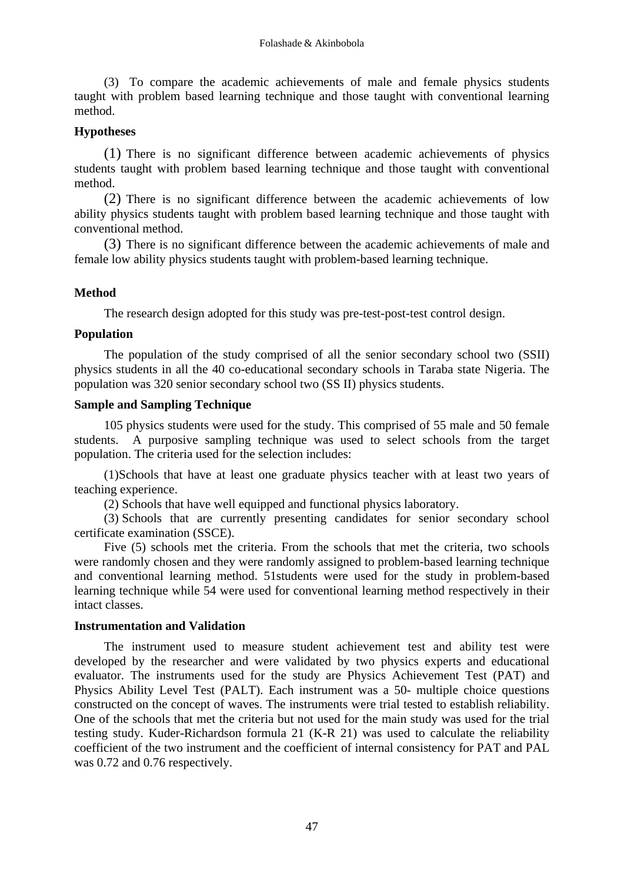(3) To compare the academic achievements of male and female physics students taught with problem based learning technique and those taught with conventional learning method.

**Hypotheses**

(1) There is no significant difference between academic achievements of physics students taught with problem based learning technique and those taught with conventional method.

(2) There is no significant difference between the academic achievements of low ability physics students taught with problem based learning technique and those taught with conventional method.

(3) There is no significant difference between the academic achievements of male and female low ability physics students taught with problem-based learning technique.

**Method**

The research design adopted for this study was pre-test-post-test control design.

**Population**

The population of the study comprised of all the senior secondary school two (SSII) physics students in all the 40 co-educational secondary schools in Taraba state Nigeria. The population was 320 senior secondary school two (SS II) physics students.

**Sample and Sampling Technique**

105 physics students were used for the study. This comprised of 55 male and 50 female students. A purposive sampling technique was used to select schools from the target population. The criteria used for the selection includes:

(1)Schools that have at least one graduate physics teacher with at least two years of teaching experience.

(2) Schools that have well equipped and functional physics laboratory.

(3) Schools that are currently presenting candidates for senior secondary school certificate examination (SSCE).

Five (5) schools met the criteria. From the schools that met the criteria, two schools were randomly chosen and they were randomly assigned to problem-based learning technique and conventional learning method. 51students were used for the study in problem-based learning technique while 54 were used for conventional learning method respectively in their intact classes.

**Instrumentation and Validation**

The instrument used to measure student achievement test and ability test were developed by the researcher and were validated by two physics experts and educational evaluator. The instruments used for the study are Physics Achievement Test (PAT) and Physics Ability Level Test (PALT). Each instrument was a 50- multiple choice questions constructed on the concept of waves. The instruments were trial tested to establish reliability. One of the schools that met the criteria but not used for the main study was used for the trial testing study. Kuder-Richardson formula 21 (K-R 21) was used to calculate the reliability coefficient of the two instrument and the coefficient of internal consistency for PAT and PAL was 0.72 and 0.76 respectively.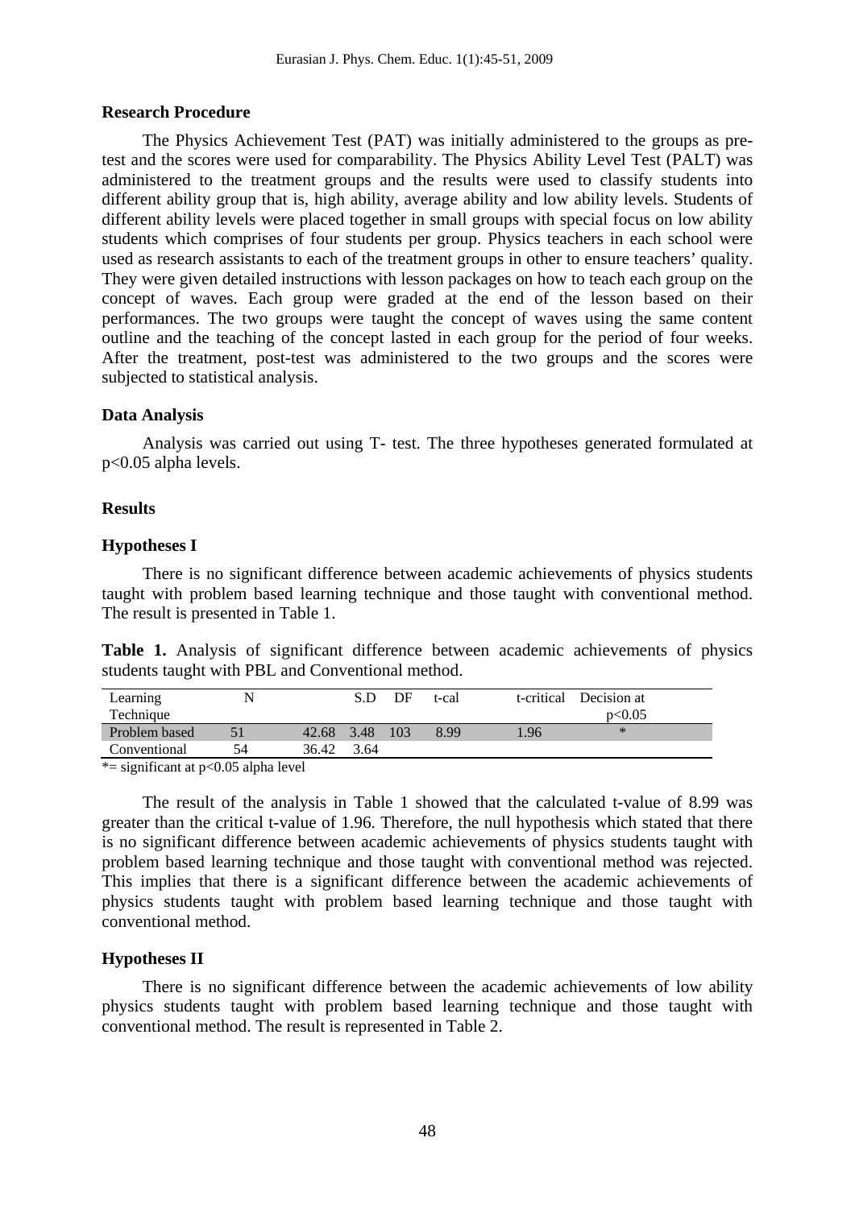### Research Procedure

The Physics Achievement Test (PAT) was initially administered to the groups as pre-test and the scores were used for comparability. The Physics Ability Level Test (PALT) was administered to the treatment groups and the results were used to classify students into different ability group that is, high ability, average ability and low ability levels. Students of different ability levels were placed together in small groups with special focus on low ability students which comprises of four students per group. Physics teachers in each school were used as research assistants to each of the treatment groups in other to ensure teachers' quality. They were given detailed instructions with lesson packages on how to teach each group on the concept of waves. Each group were graded at the end of the lesson based on their performances. The two groups were taught the concept of waves using the same content outline and the teaching of the concept lasted in each group for the period of four weeks. After the treatment, post-test was administered to the two groups and the scores were subjected to statistical analysis.

### Data Analysis

Analysis was carried out using T- test. The three hypotheses generated formulated at $p<0.05$ alpha levels.

### Results

### Hypotheses I

There is no significant difference between academic achievements of physics students taught with problem based learning technique and those taught with conventional method. The result is presented in Table 1.

**Table 1.** Analysis of significant difference between academic achievements of physics students taught with PBL and Conventional method.

| Learning Technique | N | | S.D | DF | t-cal | t-critical | Decision at p<0.05 |
|---|---|---|---|---|---|---|---|
| Problem based | 51 | 42.68 | 3.48 | 103 | 8.99 | 1.96 | * |
| Conventional | 54 | 36.42 | 3.64 | | | | |

*= significant at $p<0.05$ alpha level

The result of the analysis in Table 1 showed that the calculated t-value of 8.99 was greater than the critical t-value of 1.96. Therefore, the null hypothesis which stated that there is no significant difference between academic achievements of physics students taught with problem based learning technique and those taught with conventional method was rejected. This implies that there is a significant difference between the academic achievements of physics students taught with problem based learning technique and those taught with conventional method.

### Hypotheses II

There is no significant difference between the academic achievements of low ability physics students taught with problem based learning technique and those taught with conventional method. The result is represented in Table 2.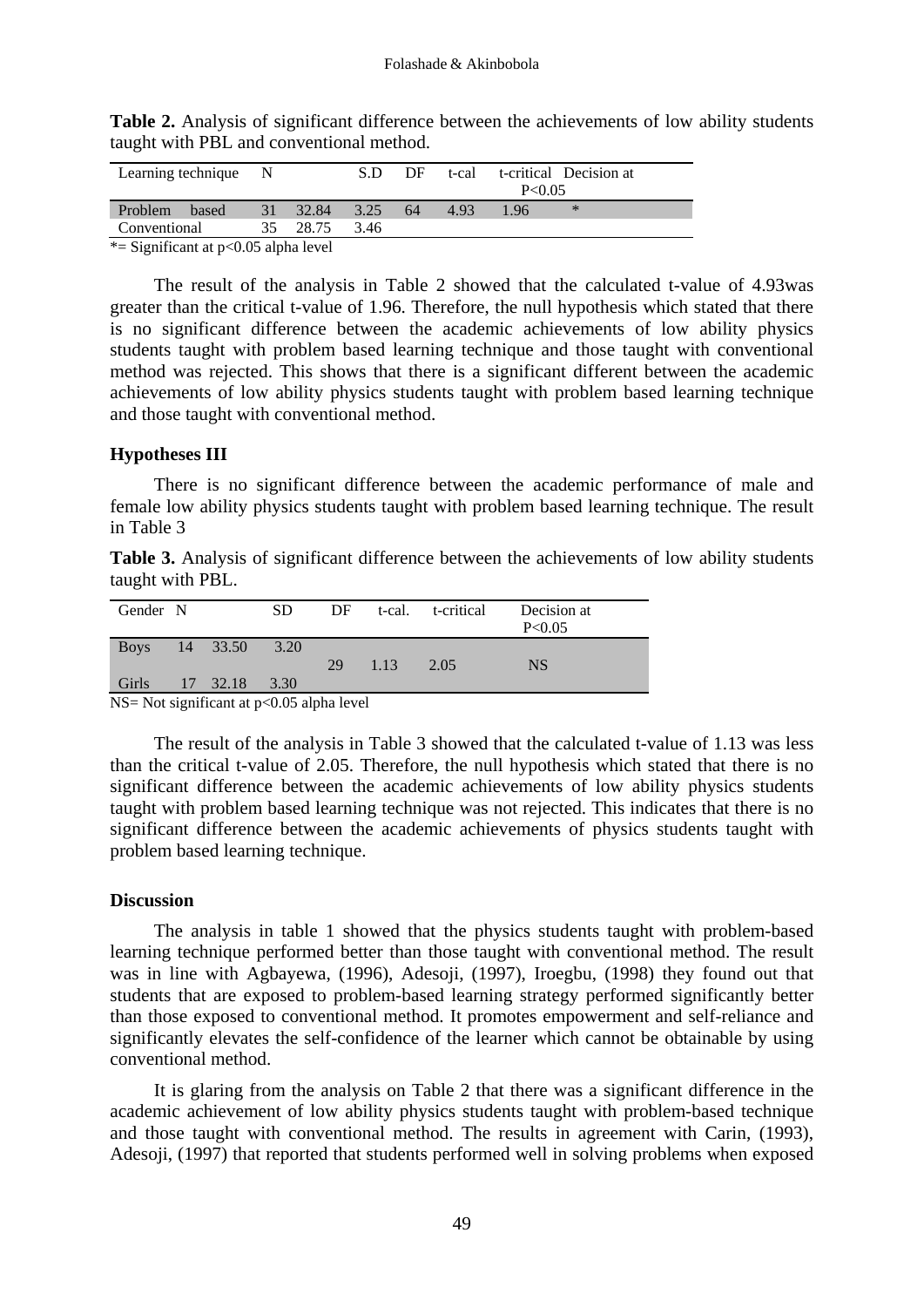**Table 2.** Analysis of significant difference between the achievements of low ability students taught with PBL and conventional method.

| Learning technique | N | | S.D | DF | t-cal | t-critical P<0.05 | Decision at |
|---|---|---|---|---|---|---|---|
| Problem based | 31 | 32.84 | 3.25 | 64 | 4.93 | 1.96 | * |
| Conventional | 35 | 28.75 | 3.46 | | | | |

*= Significant at p<0.05 alpha level

The result of the analysis in Table 2 showed that the calculated t-value of 4.93was greater than the critical t-value of 1.96. Therefore, the null hypothesis which stated that there is no significant difference between the academic achievements of low ability physics students taught with problem based learning technique and those taught with conventional method was rejected. This shows that there is a significant different between the academic achievements of low ability physics students taught with problem based learning technique and those taught with conventional method.

### Hypotheses III

There is no significant difference between the academic performance of male and female low ability physics students taught with problem based learning technique. The result in Table 3

**Table 3.** Analysis of significant difference between the achievements of low ability students taught with PBL.

| Gender | N | | SD | DF | t-cal. | t-critical | Decision at P<0.05 |
|---|---|---|---|---|---|---|---|
| Boys | 14 | 33.50 | 3.20 | 29 | 1.13 | 2.05 | NS |
| Girls | 17 | 32.18 | 3.30 | | | | |

NS= Not significant at p<0.05 alpha level

The result of the analysis in Table 3 showed that the calculated t-value of 1.13 was less than the critical t-value of 2.05. Therefore, the null hypothesis which stated that there is no significant difference between the academic achievements of low ability physics students taught with problem based learning technique was not rejected. This indicates that there is no significant difference between the academic achievements of physics students taught with problem based learning technique.

### Discussion

The analysis in table 1 showed that the physics students taught with problem-based learning technique performed better than those taught with conventional method. The result was in line with Agbayewa, (1996), Adesoji, (1997), Iroegbu, (1998) they found out that students that are exposed to problem-based learning strategy performed significantly better than those exposed to conventional method. It promotes empowerment and self-reliance and significantly elevates the self-confidence of the learner which cannot be obtainable by using conventional method.

It is glaring from the analysis on Table 2 that there was a significant difference in the academic achievement of low ability physics students taught with problem-based technique and those taught with conventional method. The results in agreement with Carin, (1993), Adesoji, (1997) that reported that students performed well in solving problems when exposed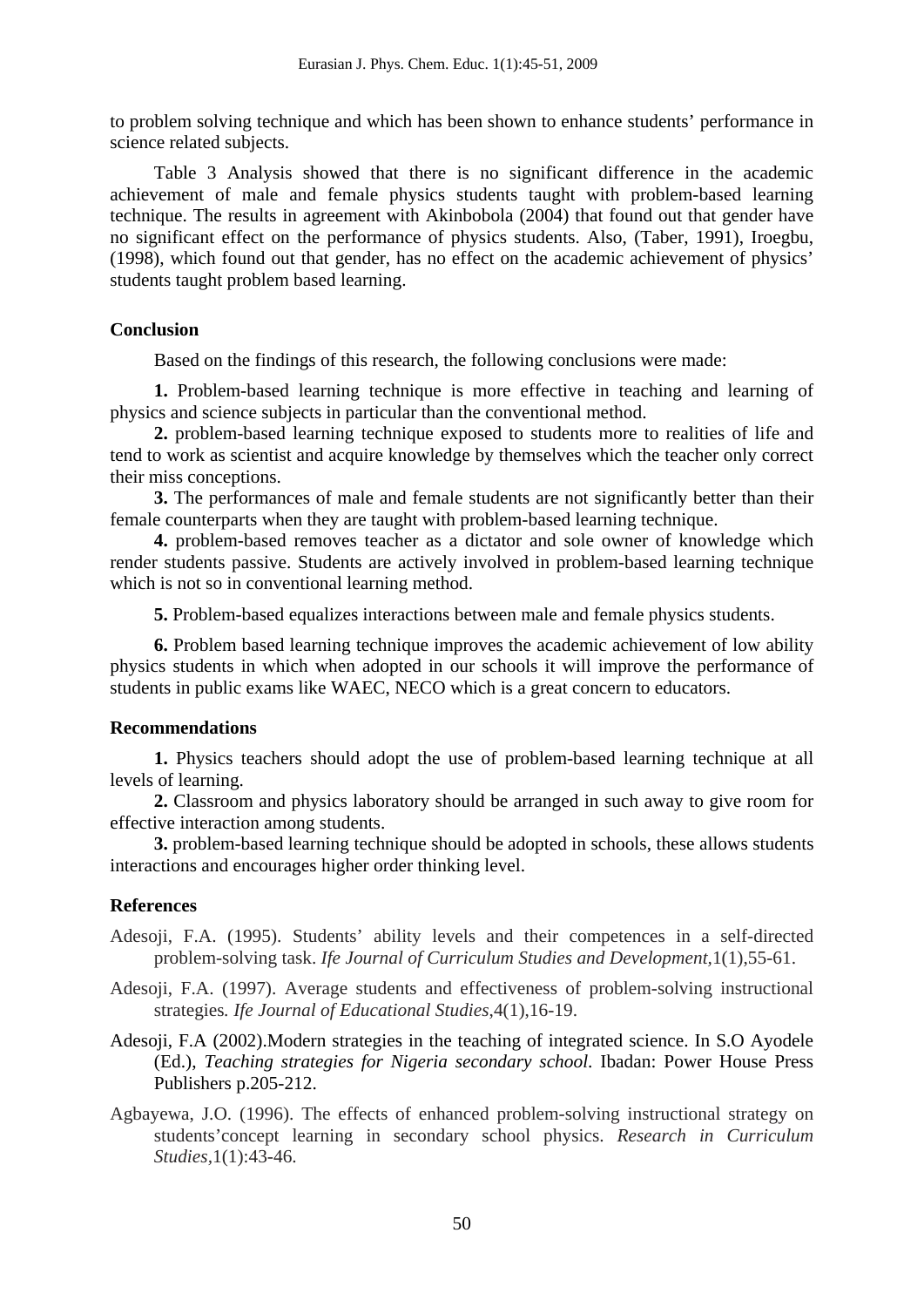to problem solving technique and which has been shown to enhance students' performance in science related subjects.

Table 3 Analysis showed that there is no significant difference in the academic achievement of male and female physics students taught with problem-based learning technique. The results in agreement with Akinbobola (2004) that found out that gender have no significant effect on the performance of physics students. Also, (Taber, 1991), Iroegbu, (1998), which found out that gender, has no effect on the academic achievement of physics' students taught problem based learning.

## Conclusion

Based on the findings of this research, the following conclusions were made:

**1.** Problem-based learning technique is more effective in teaching and learning of physics and science subjects in particular than the conventional method.

**2.** problem-based learning technique exposed to students more to realities of life and tend to work as scientist and acquire knowledge by themselves which the teacher only correct their miss conceptions.

**3.** The performances of male and female students are not significantly better than their female counterparts when they are taught with problem-based learning technique.

**4.** problem-based removes teacher as a dictator and sole owner of knowledge which render students passive. Students are actively involved in problem-based learning technique which is not so in conventional learning method.

**5.** Problem-based equalizes interactions between male and female physics students.

**6.** Problem based learning technique improves the academic achievement of low ability physics students in which when adopted in our schools it will improve the performance of students in public exams like WAEC, NECO which is a great concern to educators.

## Recommendations

**1.** Physics teachers should adopt the use of problem-based learning technique at all levels of learning.

**2.** Classroom and physics laboratory should be arranged in such away to give room for effective interaction among students.

**3.** problem-based learning technique should be adopted in schools, these allows students interactions and encourages higher order thinking level.

## References

Adesoji, F.A. (1995). Students' ability levels and their competences in a self-directed problem-solving task. *Ife Journal of Curriculum Studies and Development*,1(1),55-61.

Adesoji, F.A. (1997). Average students and effectiveness of problem-solving instructional strategies. *Ife Journal of Educational Studies*,4(1),16-19.

Adesoji, F.A (2002).Modern strategies in the teaching of integrated science. In S.O Ayodele (Ed.), *Teaching strategies for Nigeria secondary school*. Ibadan: Power House Press Publishers p.205-212.

Agbayewa, J.O. (1996). The effects of enhanced problem-solving instructional strategy on students'concept learning in secondary school physics. *Research in Curriculum Studies*,1(1):43-46.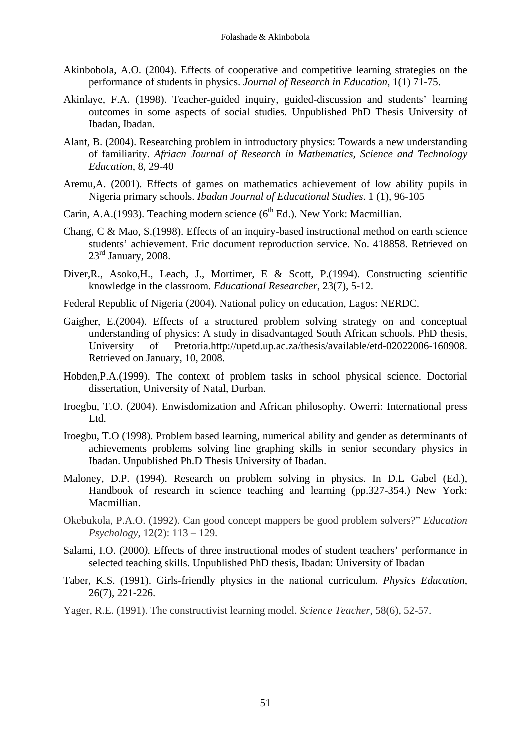Akinbobola, A.O. (2004). Effects of cooperative and competitive learning strategies on the performance of students in physics. *Journal of Research in Education*, 1(1) 71-75.

Akinlaye, F.A. (1998). Teacher-guided inquiry, guided-discussion and students' learning outcomes in some aspects of social studies. Unpublished PhD Thesis University of Ibadan, Ibadan.

Alant, B. (2004). Researching problem in introductory physics: Towards a new understanding of familiarity. *Afriacn Journal of Research in Mathematics, Science and Technology Education*, 8, 29-40

Aremu,A. (2001). Effects of games on mathematics achievement of low ability pupils in Nigeria primary schools. *Ibadan Journal of Educational Studies*. 1 (1), 96-105

Carin, A.A.(1993). Teaching modern science (6th Ed.). New York: Macmillian.

Chang, C & Mao, S.(1998). Effects of an inquiry-based instructional method on earth science students' achievement. Eric document reproduction service. No. 418858. Retrieved on 23rd January, 2008.

Diver,R., Asoko,H., Leach, J., Mortimer, E & Scott, P.(1994). Constructing scientific knowledge in the classroom. *Educational Researcher*, 23(7), 5-12.

Federal Republic of Nigeria (2004). National policy on education, Lagos: NERDC.

Gaigher, E.(2004). Effects of a structured problem solving strategy on and conceptual understanding of physics: A study in disadvantaged South African schools. PhD thesis, University of Pretoria.http://upetd.up.ac.za/thesis/available/etd-02022006-160908. Retrieved on January, 10, 2008.

Hobden,P.A.(1999). The context of problem tasks in school physical science. Doctorial dissertation, University of Natal, Durban.

Iroegbu, T.O. (2004). Enwisdomization and African philosophy. Owerri: International press Ltd.

Iroegbu, T.O (1998). Problem based learning, numerical ability and gender as determinants of achievements problems solving line graphing skills in senior secondary physics in Ibadan. Unpublished Ph.D Thesis University of Ibadan.

Maloney, D.P. (1994). Research on problem solving in physics. In D.L Gabel (Ed.), Handbook of research in science teaching and learning (pp.327-354.) New York: Macmillian.

Okebukola, P.A.O. (1992). Can good concept mappers be good problem solvers?" *Education Psychology*, 12(2): 113 – 129.

Salami, I.O. (2000*).* Effects of three instructional modes of student teachers' performance in selected teaching skills. Unpublished PhD thesis, Ibadan: University of Ibadan

Taber, K.S. (1991). Girls-friendly physics in the national curriculum. *Physics Education*, 26(7), 221-226.

Yager, R.E. (1991). The constructivist learning model. *Science Teacher*, 58(6), 52-57.